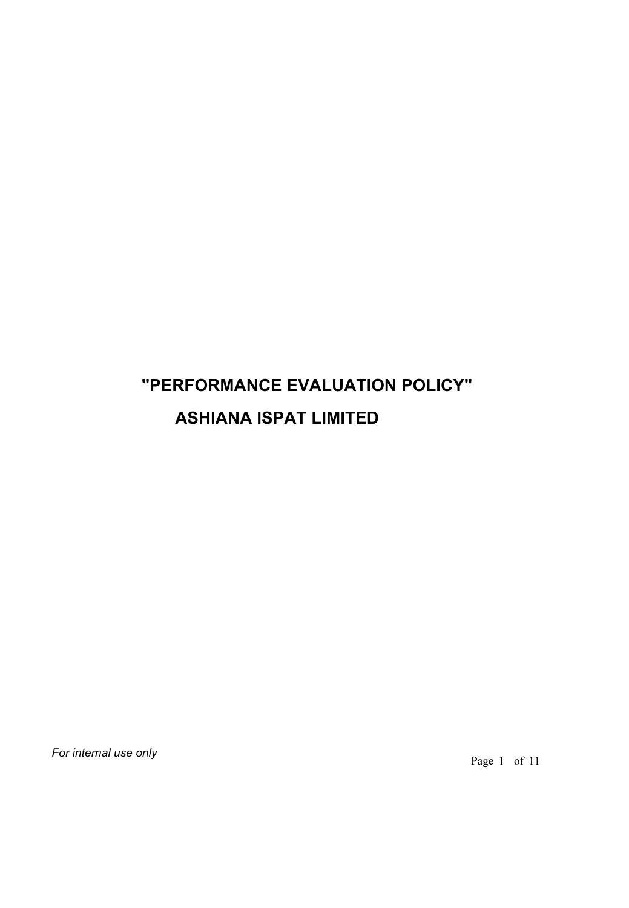# "PERFORMANCE EVALUATION POLICY"

# ASHIANA ISPAT LIMITED

*For internal use only*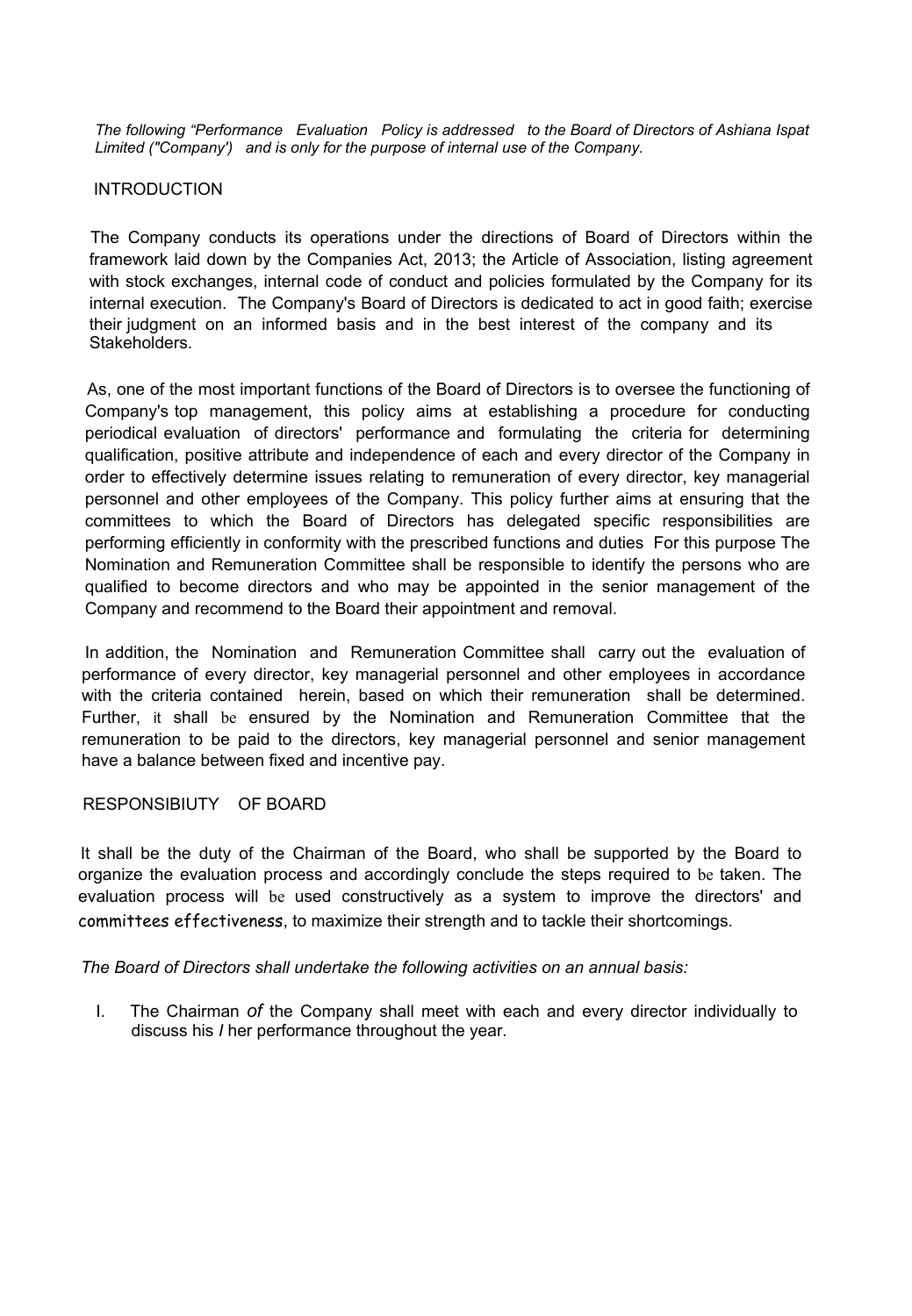*The following "Performance Evaluation Policy is addressed to the Board of Directors of Ashiana Ispat Limited ("Company') and is only for the purpose of internal use of the Company.*

## INTRODUCTION

The Company conducts its operations under the directions of Board of Directors within the framework laid down by the Companies Act, 2013; the Article of Association, listing agreement with stock exchanges, internal code of conduct and policies formulated by the Company for its internal execution. The Company's Board of Directors is dedicated to act in good faith; exercise their judgment on an informed basis and in the best interest of the company and its Stakeholders.

As, one of the most important functions of the Board of Directors is to oversee the functioning of Company's top management, this policy aims at establishing a procedure for conducting periodical evaluation of directors' performance and formulating the criteria for determining qualification, positive attribute and independence of each and every director of the Company in order to effectively determine issues relating to remuneration of every director, key managerial personnel and other employees of the Company. This policy further aims at ensuring that the committees to which the Board of Directors has delegated specific responsibilities are performing efficiently in conformity with the prescribed functions and duties For this purpose The Nomination and Remuneration Committee shall be responsible to identify the persons who are qualified to become directors and who may be appointed in the senior management of the Company and recommend to the Board their appointment and removal.

In addition, the Nomination and Remuneration Committee shall carry out the evaluation of performance of every director, key managerial personnel and other employees in accordance with the criteria contained herein, based on which their remuneration shall be determined. Further, it shall be ensured by the Nomination and Remuneration Committee that the remuneration to be paid to the directors, key managerial personnel and senior management have a balance between fixed and incentive pay.

## RESPONSIBIUTY OF BOARD

It shall be the duty of the Chairman of the Board, who shall be supported by the Board to organize the evaluation process and accordingly conclude the steps required to be taken. The evaluation process will be used constructively as a system to improve the directors' and committees effectiveness, to maximize their strength and to tackle their shortcomings.

*The Board of Directors shall undertake the following activities on an annual basis:*

I. The Chairman *of* the Company shall meet with each and every director individually to discuss his *I* her performance throughout the year.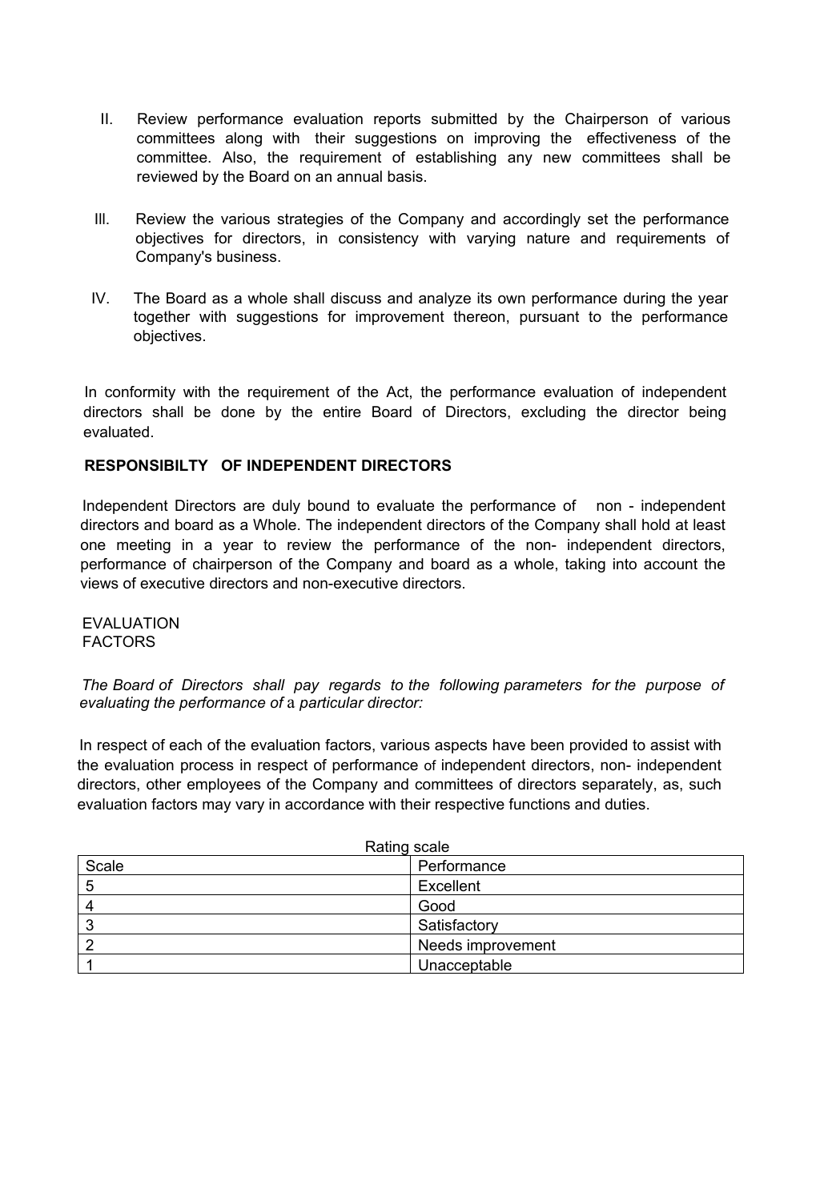II. Review performance evaluation reports submitted by the Chairperson of various committees along with their suggestions on improving the effectiveness of the committee. Also, the requirement of establishing any new committees shall be reviewed by the Board on an annual basis.

III. Review the various strategies of the Company and accordingly set the performance objectives for directors, in consistency with varying nature and requirements of Company's business.

IV. The Board as a whole shall discuss and analyze its own performance during the year together with suggestions for improvement thereon, pursuant to the performance objectives.

In conformity with the requirement of the Act, the performance evaluation of independent directors shall be done by the entire Board of Directors, excluding the director being evaluated.

**RESPONSIBILTY OF INDEPENDENT DIRECTORS**

Independent Directors are duly bound to evaluate the performance of non - independent directors and board as a Whole. The independent directors of the Company shall hold at least one meeting in a year to review the performance of the non- independent directors, performance of chairperson of the Company and board as a whole, taking into account the views of executive directors and non-executive directors.

EVALUATION
FACTORS

*The Board of Directors shall pay regards to the following parameters for the purpose of evaluating the performance of* a *particular director:*

In respect of each of the evaluation factors, various aspects have been provided to assist with the evaluation process in respect of performance of independent directors, non- independent directors, other employees of the Company and committees of directors separately, as, such evaluation factors may vary in accordance with their respective functions and duties.

Rating scale

| Scale | Performance |
|---|---|
| 5 | Excellent |
| 4 | Good |
| 3 | Satisfactory |
| 2 | Needs improvement |
| 1 | Unacceptable |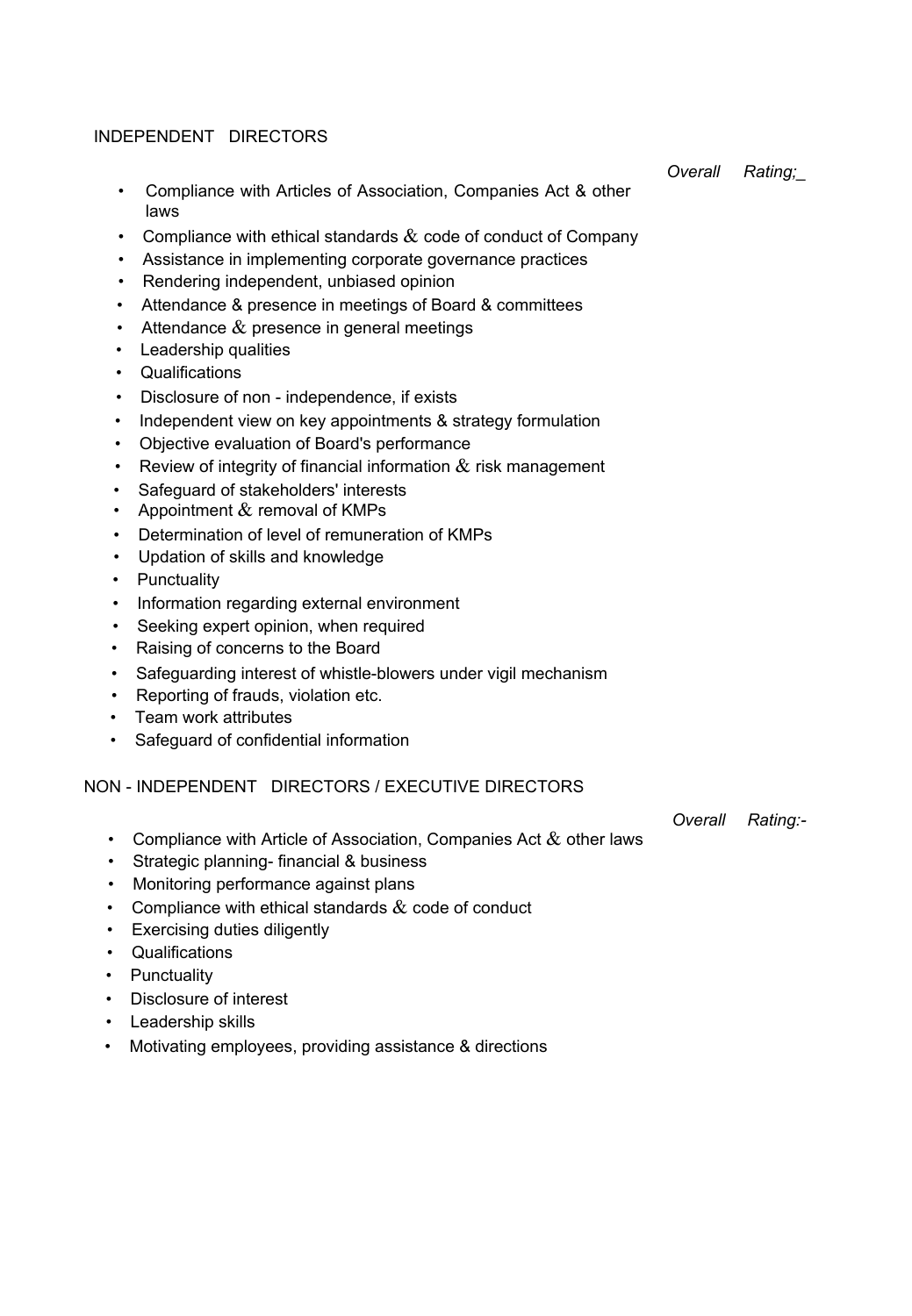## INDEPENDENT DIRECTORS

*Overall Rating;_*

- Compliance with Articles of Association, Companies Act & other laws
- Compliance with ethical standards & code of conduct of Company
- Assistance in implementing corporate governance practices
- Rendering independent, unbiased opinion
- Attendance & presence in meetings of Board & committees
- Attendance & presence in general meetings
- Leadership qualities
- Qualifications
- Disclosure of non - independence, if exists
- Independent view on key appointments & strategy formulation
- Objective evaluation of Board's performance
- Review of integrity of financial information & risk management
- Safeguard of stakeholders' interests
- Appointment & removal of KMPs
- Determination of level of remuneration of KMPs
- Updation of skills and knowledge
- Punctuality
- Information regarding external environment
- Seeking expert opinion, when required
- Raising of concerns to the Board
- Safeguarding interest of whistle-blowers under vigil mechanism
- Reporting of frauds, violation etc.
- Team work attributes
- Safeguard of confidential information

## NON - INDEPENDENT DIRECTORS / EXECUTIVE DIRECTORS

*Overall Rating:-*

- Compliance with Article of Association, Companies Act & other laws
- Strategic planning- financial & business
- Monitoring performance against plans
- Compliance with ethical standards & code of conduct
- Exercising duties diligently
- Qualifications
- Punctuality
- Disclosure of interest
- Leadership skills
- Motivating employees, providing assistance & directions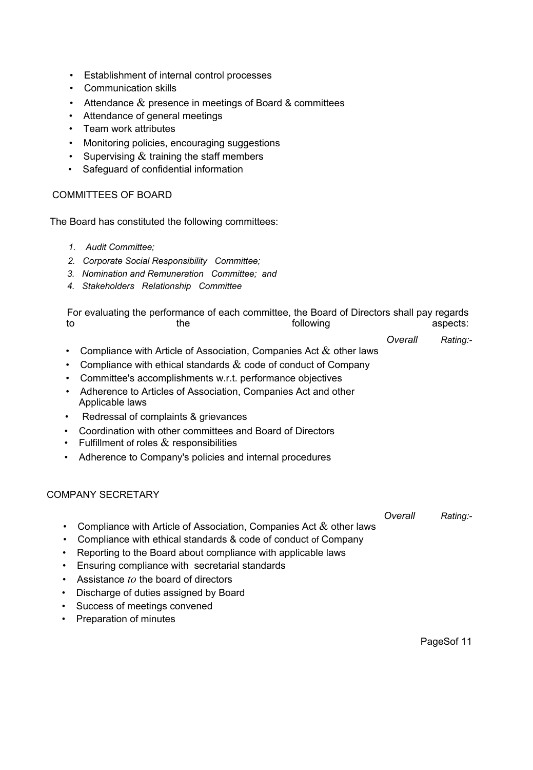- Establishment of internal control processes
- Communication skills
- Attendance & presence in meetings of Board & committees
- Attendance of general meetings
- Team work attributes
- Monitoring policies, encouraging suggestions
- Supervising & training the staff members
- Safeguard of confidential information

## COMMITTEES OF BOARD

The Board has constituted the following committees:

1. *Audit Committee;*
2. *Corporate Social Responsibility Committee;*
3. *Nomination and Remuneration Committee; and*
4. *Stakeholders Relationship Committee*

For evaluating the performance of each committee, the Board of Directors shall pay regards to the following aspects:

*Overall Rating:-*

- Compliance with Article of Association, Companies Act & other laws
- Compliance with ethical standards & code of conduct of Company
- Committee's accomplishments w.r.t. performance objectives
- Adherence to Articles of Association, Companies Act and other Applicable laws
- Redressal of complaints & grievances
- Coordination with other committees and Board of Directors
- Fulfillment of roles & responsibilities
- Adherence to Company's policies and internal procedures

## COMPANY SECRETARY

*Overall Rating:-*

- Compliance with Article of Association, Companies Act & other laws
- Compliance with ethical standards & code of conduct of Company
- Reporting to the Board about compliance with applicable laws
- Ensuring compliance with secretarial standards
- Assistance *to* the board of directors
- Discharge of duties assigned by Board
- Success of meetings convened
- Preparation of minutes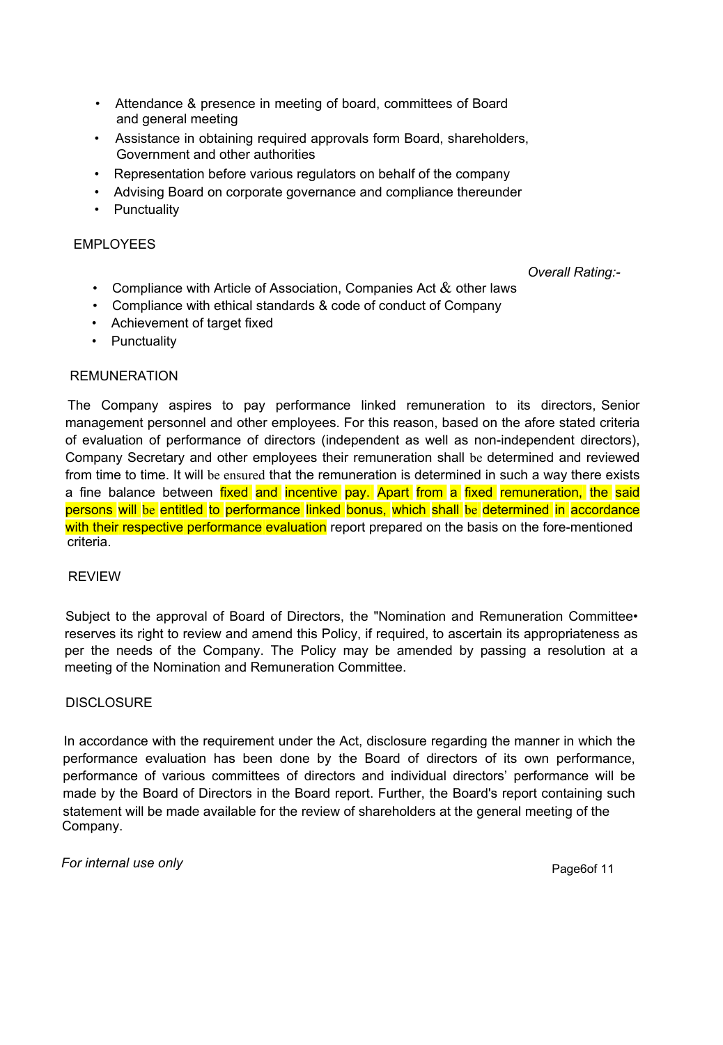- Attendance & presence in meeting of board, committees of Board and general meeting
- Assistance in obtaining required approvals form Board, shareholders, Government and other authorities
- Representation before various regulators on behalf of the company
- Advising Board on corporate governance and compliance thereunder
- Punctuality

## EMPLOYEES

*Overall Rating:-*

- Compliance with Article of Association, Companies Act & other laws
- Compliance with ethical standards & code of conduct of Company
- Achievement of target fixed
- Punctuality

## REMUNERATION

The Company aspires to pay performance linked remuneration to its directors, Senior management personnel and other employees. For this reason, based on the afore stated criteria of evaluation of performance of directors (independent as well as non-independent directors), Company Secretary and other employees their remuneration shall be determined and reviewed from time to time. It will be ensured that the remuneration is determined in such a way there exists a fine balance between fixed and incentive pay. Apart from a fixed remuneration, the said persons will be entitled to performance linked bonus, which shall be determined in accordance with their respective performance evaluation report prepared on the basis on the fore-mentioned criteria.

## REVIEW

Subject to the approval of Board of Directors, the "Nomination and Remuneration Committee• reserves its right to review and amend this Policy, if required, to ascertain its appropriateness as per the needs of the Company. The Policy may be amended by passing a resolution at a meeting of the Nomination and Remuneration Committee.

## DISCLOSURE

In accordance with the requirement under the Act, disclosure regarding the manner in which the performance evaluation has been done by the Board of directors of its own performance, performance of various committees of directors and individual directors' performance will be made by the Board of Directors in the Board report. Further, the Board's report containing such statement will be made available for the review of shareholders at the general meeting of the Company.

*For internal use only*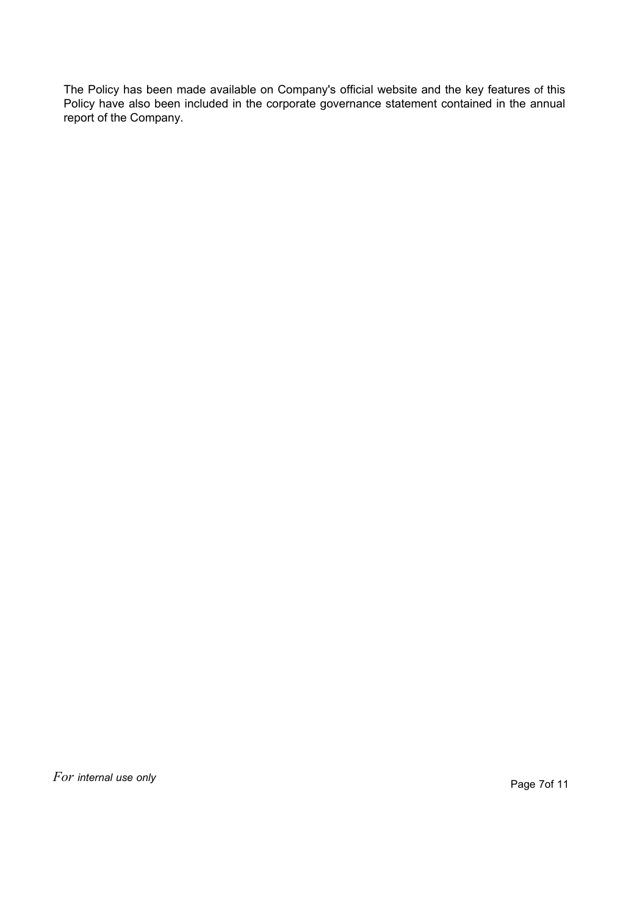The Policy has been made available on Company's official website and the key features of this Policy have also been included in the corporate governance statement contained in the annual report of the Company.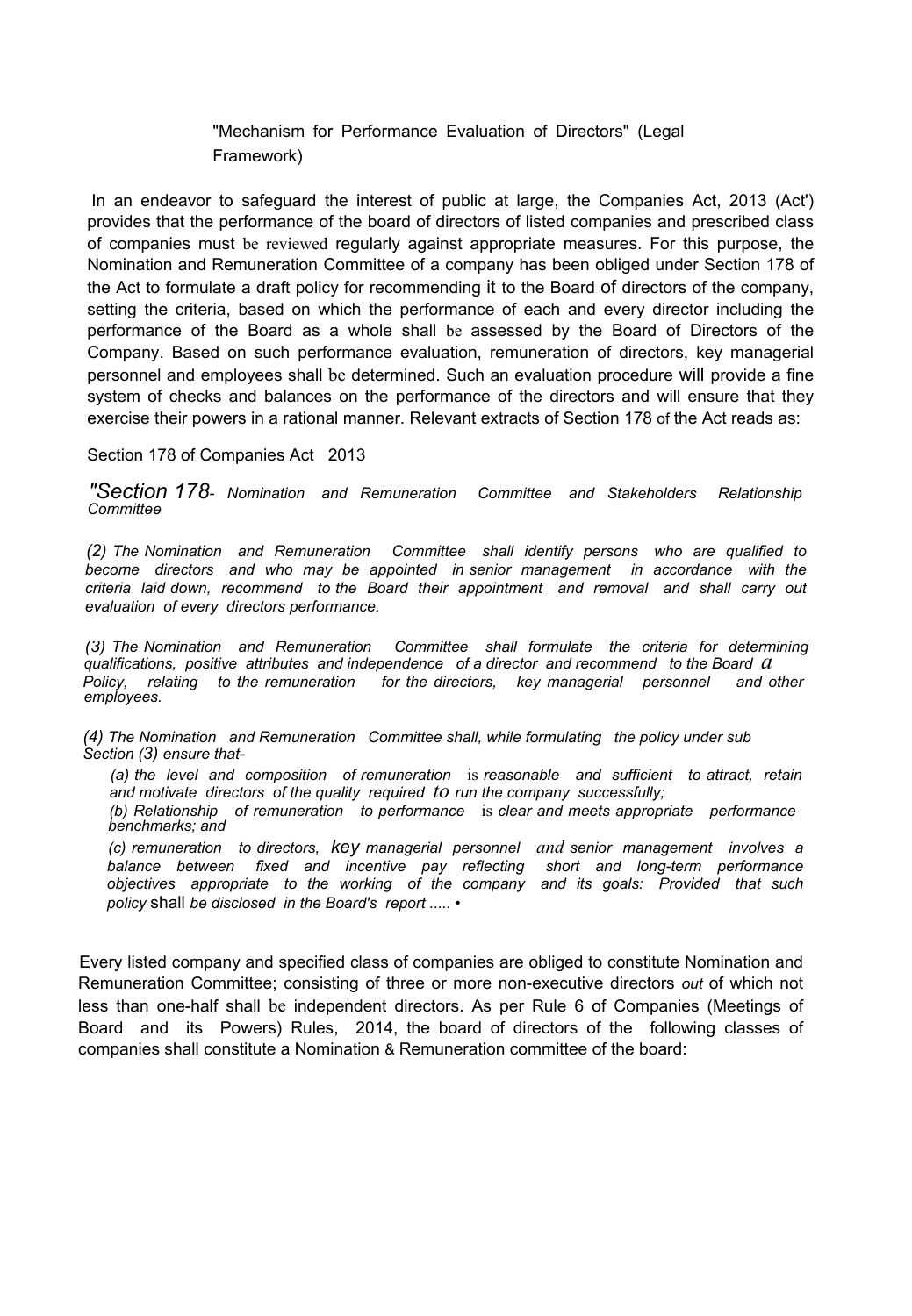"Mechanism for Performance Evaluation of Directors" (Legal Framework)

In an endeavor to safeguard the interest of public at large, the Companies Act, 2013 (Act') provides that the performance of the board of directors of listed companies and prescribed class of companies must be reviewed regularly against appropriate measures. For this purpose, the Nomination and Remuneration Committee of a company has been obliged under Section 178 of the Act to formulate a draft policy for recommending it to the Board of directors of the company, setting the criteria, based on which the performance of each and every director including the performance of the Board as a whole shall be assessed by the Board of Directors of the Company. Based on such performance evaluation, remuneration of directors, key managerial personnel and employees shall be determined. Such an evaluation procedure will provide a fine system of checks and balances on the performance of the directors and will ensure that they exercise their powers in a rational manner. Relevant extracts of Section 178 of the Act reads as:

Section 178 of Companies Act 2013

*"Section 178- Nomination and Remuneration Committee and Stakeholders Relationship Committee*

*(2) The Nomination and Remuneration Committee shall identify persons who are qualified to become directors and who may be appointed in senior management in accordance with the criteria laid down, recommend to the Board their appointment and removal and shall carry out evaluation of every directors performance.*

*(3) The Nomination and Remuneration Committee shall formulate the criteria for determining qualifications, positive attributes and independence of a director and recommend to the Board a Policy, relating to the remuneration for the directors, key managerial personnel and other employees.*

*(4) The Nomination and Remuneration Committee shall, while formulating the policy under sub Section (3) ensure that-*

*(a) the level and composition of remuneration is reasonable and sufficient to attract, retain and motivate directors of the quality required to run the company successfully;*

*(b) Relationship of remuneration to performance is clear and meets appropriate performance benchmarks; and*

*(c) remuneration to directors, key managerial personnel and senior management involves a balance between fixed and incentive pay reflecting short and long-term performance objectives appropriate to the working of the company and its goals: Provided that such policy shall be disclosed in the Board's report ..... •*

Every listed company and specified class of companies are obliged to constitute Nomination and Remuneration Committee; consisting of three or more non-executive directors out of which not less than one-half shall be independent directors. As per Rule 6 of Companies (Meetings of Board and its Powers) Rules, 2014, the board of directors of the following classes of companies shall constitute a Nomination & Remuneration committee of the board: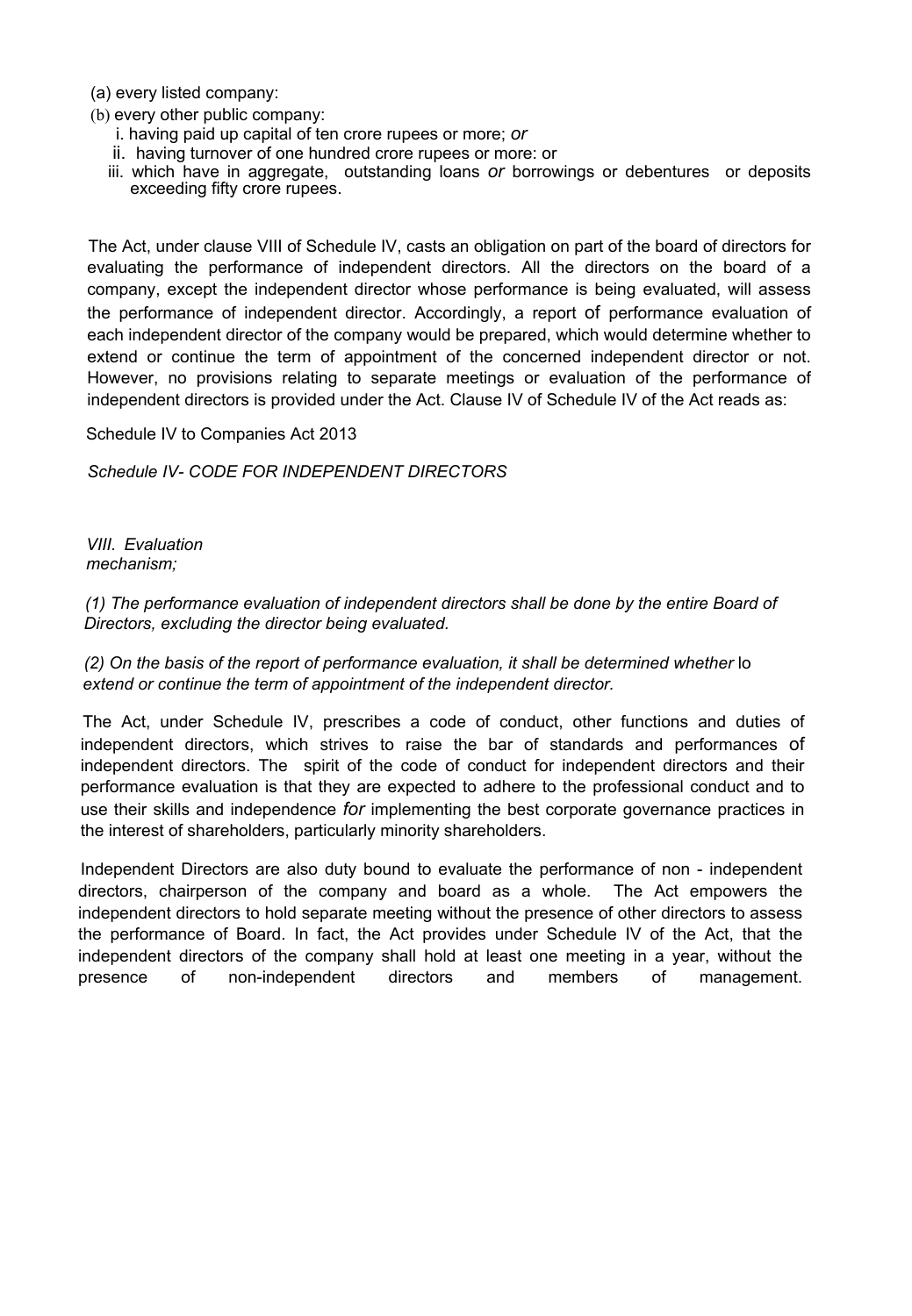(a) every listed company:

(b) every other public company:

i. having paid up capital of ten crore rupees or more; *or*

ii. having turnover of one hundred crore rupees or more: or

iii. which have in aggregate, outstanding loans *or* borrowings or debentures or deposits exceeding fifty crore rupees.

The Act, under clause VIII of Schedule IV, casts an obligation on part of the board of directors for evaluating the performance of independent directors. All the directors on the board of a company, except the independent director whose performance is being evaluated, will assess the performance of independent director. Accordingly, a report of performance evaluation of each independent director of the company would be prepared, which would determine whether to extend or continue the term of appointment of the concerned independent director or not. However, no provisions relating to separate meetings or evaluation of the performance of independent directors is provided under the Act. Clause IV of Schedule IV of the Act reads as:

Schedule IV to Companies Act 2013

*Schedule IV- CODE FOR INDEPENDENT DIRECTORS*

*VIII. Evaluation mechanism;*

*(1) The performance evaluation of independent directors shall be done by the entire Board of Directors, excluding the director being evaluated.*

*(2) On the basis of the report of performance evaluation, it shall be determined whether* lo *extend or continue the term of appointment of the independent director.*

The Act, under Schedule IV, prescribes a code of conduct, other functions and duties of independent directors, which strives to raise the bar of standards and performances of independent directors. The spirit of the code of conduct for independent directors and their performance evaluation is that they are expected to adhere to the professional conduct and to use their skills and independence *for* implementing the best corporate governance practices in the interest of shareholders, particularly minority shareholders.

Independent Directors are also duty bound to evaluate the performance of non - independent directors, chairperson of the company and board as a whole. The Act empowers the independent directors to hold separate meeting without the presence of other directors to assess the performance of Board. In fact, the Act provides under Schedule IV of the Act, that the independent directors of the company shall hold at least one meeting in a year, without the presence of non-independent directors and members of management.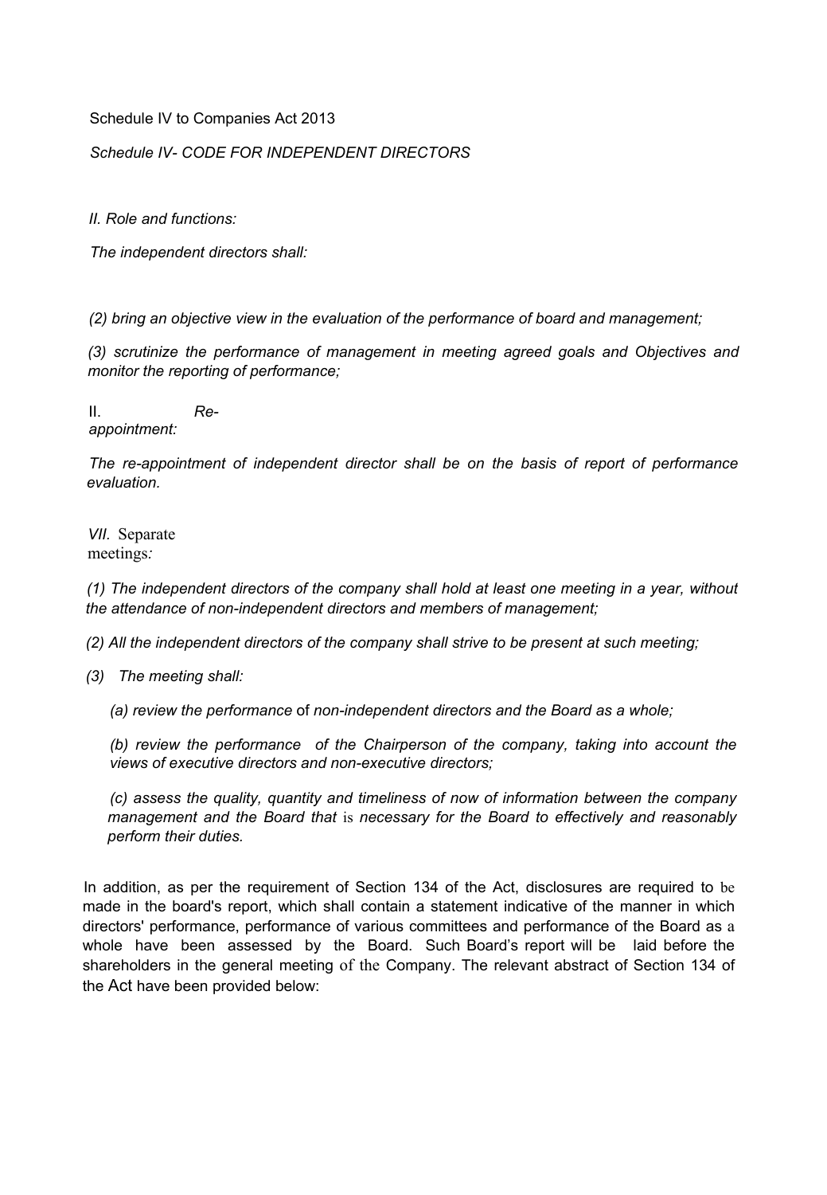Schedule IV to Companies Act 2013

*Schedule IV- CODE FOR INDEPENDENT DIRECTORS*

*II. Role and functions:*

*The independent directors shall:*

*(2) bring an objective view in the evaluation of the performance of board and management;*

*(3) scrutinize the performance of management in meeting agreed goals and Objectives and monitor the reporting of performance;*

II. *Re-appointment:*

*The re-appointment of independent director shall be on the basis of report of performance evaluation.*

*VII.* Separate meetings*:*

*(1) The independent directors of the company shall hold at least one meeting in a year, without the attendance of non-independent directors and members of management;*

*(2) All the independent directors of the company shall strive to be present at such meeting;*

*(3) The meeting shall:*

*(a) review the performance* of *non-independent directors and the Board as a whole;*

*(b) review the performance of the Chairperson of the company, taking into account the views of executive directors and non-executive directors;*

*(c) assess the quality, quantity and timeliness of now of information between the company management and the Board that* is *necessary for the Board to effectively and reasonably perform their duties.*

In addition, as per the requirement of Section 134 of the Act, disclosures are required to be made in the board's report, which shall contain a statement indicative of the manner in which directors' performance, performance of various committees and performance of the Board as a whole have been assessed by the Board. Such Board's report will be laid before the shareholders in the general meeting of the Company. The relevant abstract of Section 134 of the Act have been provided below: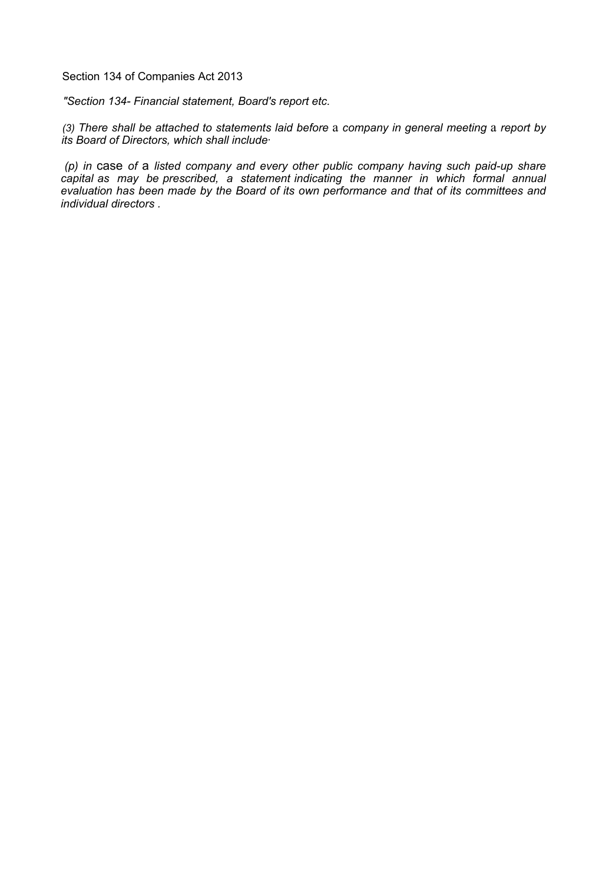Section 134 of Companies Act 2013

*"Section 134- Financial statement, Board's report etc.*

*(3) There shall be attached to statements laid before a company in general meeting a report by its Board of Directors, which shall include·*

*(p) in case of a listed company and every other public company having such paid-up share capital as may be prescribed, a statement indicating the manner in which formal annual evaluation has been made by the Board of its own performance and that of its committees and individual directors .*